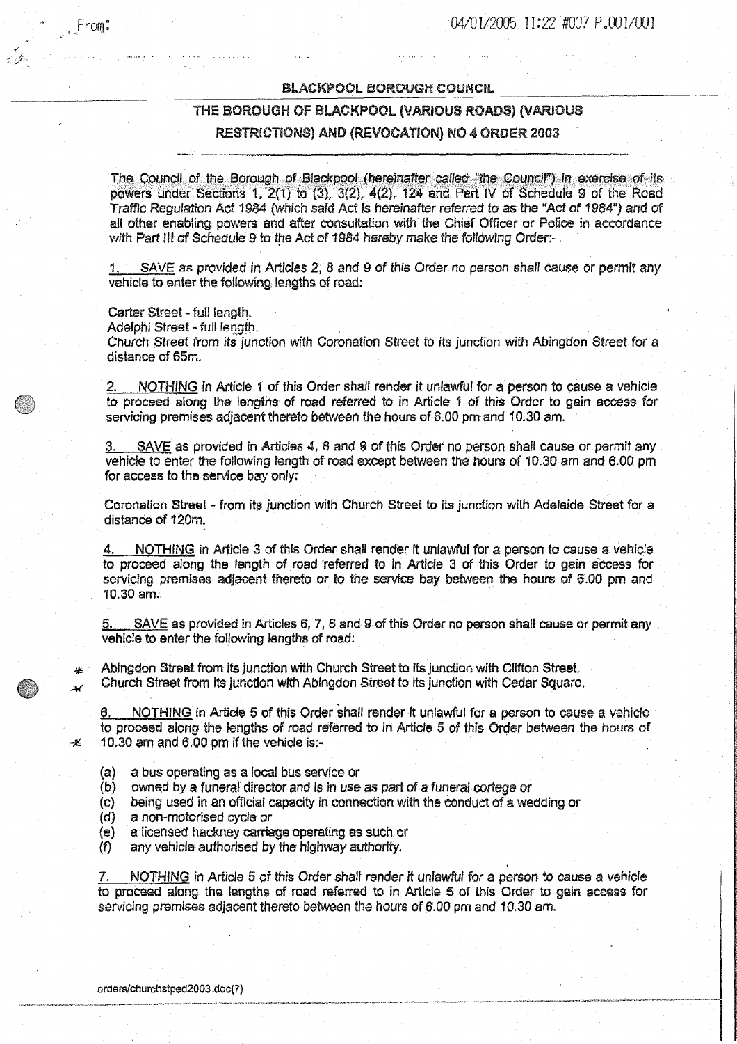## BLACKPOOL BOROUGH COUNCIL

## THE BOROUGH OF BLACKPOOL (VARIOUS ROADS) (VARIOUS RESTRICTIONS) AND (REVOCATION) NO 4 ORDER 2003

The Council of the Borough of Blackpool (hereinafter called "the Council") in exercise of its powers under Sections 1, 2(1) to (3), 3(2), 4(2), 124 and Part IV of Schedule 9 of the Road Traffic Regulation Act 1984 (which said Act is hereinafter referred to as the "Act of 1984") and of all other enabling powers and after consultation with the Chief Officer or Police in accordance with Part III of Schedule 9 to the Act of 1984 hereby make the following Order:-

1. SAVE as provided in Articles 2, 8 and 9 of this Order no person shall cause or permit any vehicle to enter the following lengths of road:

Carter Street - full length.
Adelphi Street - full length.
Church Street from its junction with Coronation Street to its junction with Abingdon Street for a distance of 65m.

2. NOTHING in Article 1 of this Order shall render it unlawful for a person to cause a vehicle to proceed along the lengths of road referred to in Article 1 of this Order to gain access for servicing premises adjacent thereto between the hours of 6.00 pm and 10.30 am.

3. SAVE as provided in Articles 4, 8 and 9 of this Order no person shall cause or permit any vehicle to enter the following length of road except between the hours of 10.30 am and 6.00 pm for access to the service bay only:

Coronation Street - from its junction with Church Street to its junction with Adelaide Street for a distance of 120m.

4. NOTHING in Article 3 of this Order shall render it unlawful for a person to cause a vehicle to proceed along the length of road referred to in Article 3 of this Order to gain access for servicing premises adjacent thereto or to the service bay between the hours of 6.00 pm and 10.30 am.

5. SAVE as provided in Articles 6, 7, 8 and 9 of this Order no person shall cause or permit any vehicle to enter the following lengths of road:

Abingdon Street from its junction with Church Street to its junction with Clifton Street.
Church Street from its junction with Abingdon Street to its junction with Cedar Square.

6. NOTHING in Article 5 of this Order shall render it unlawful for a person to cause a vehicle to proceed along the lengths of road referred to in Article 5 of this Order between the hours of 10.30 am and 6.00 pm if the vehicle is:-

(a) a bus operating as a local bus service or
(b) owned by a funeral director and is in use as part of a funeral cortege or
(c) being used in an official capacity in connection with the conduct of a wedding or
(d) a non-motorised cycle or
(e) a licensed hackney carriage operating as such or
(f) any vehicle authorised by the highway authority.

7. NOTHING in Article 5 of this Order shall render it unlawful for a person to cause a vehicle to proceed along the lengths of road referred to in Article 5 of this Order to gain access for servicing premises adjacent thereto between the hours of 6.00 pm and 10.30 am.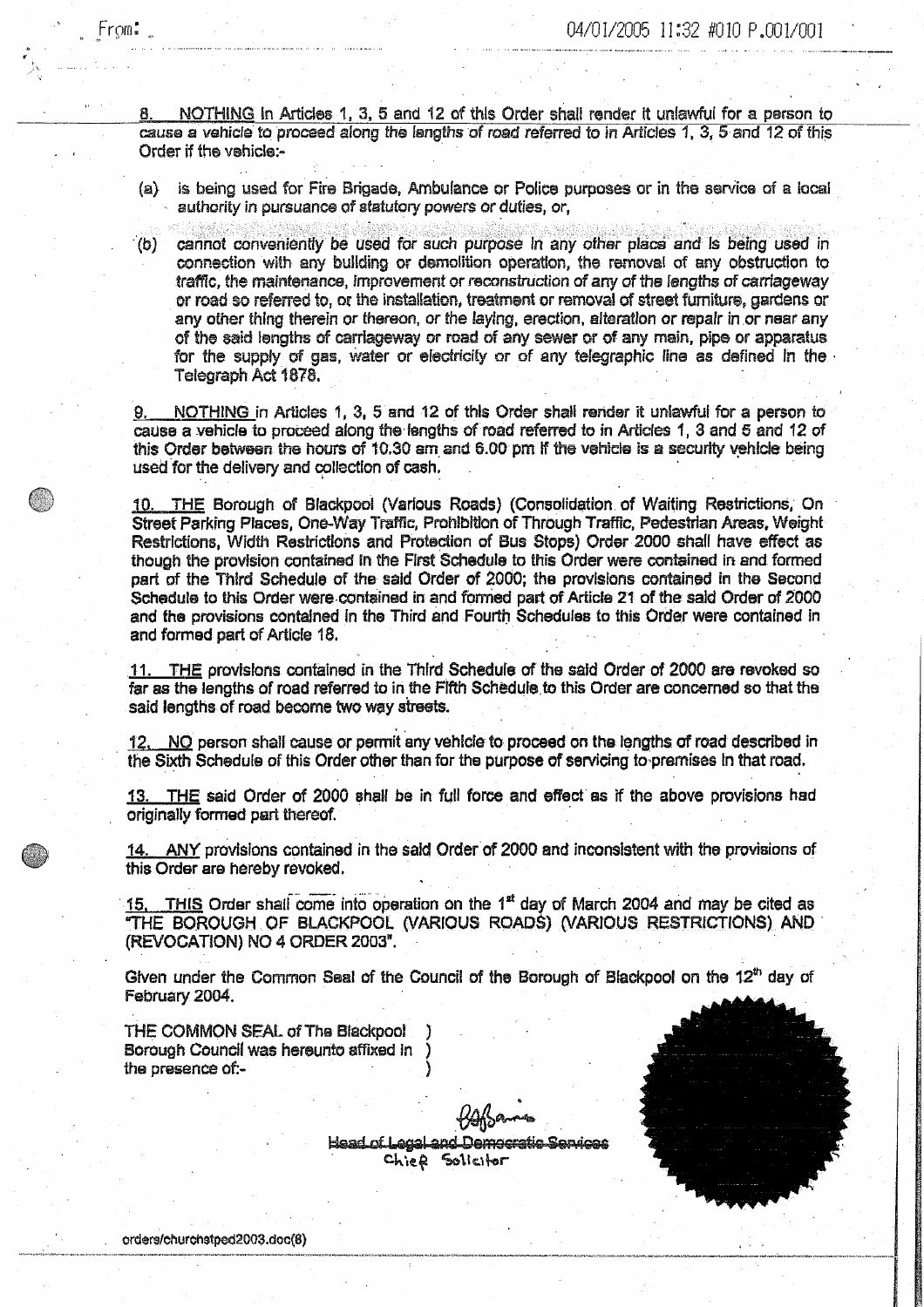8. NOTHING in Articles 1, 3, 5 and 12 of this Order shall render it unlawful for a person to cause a vehicle to proceed along the lengths of road referred to in Articles 1, 3, 5 and 12 of this Order if the vehicle:-

(a) is being used for Fire Brigade, Ambulance or Police purposes or in the service of a local authority in pursuance of statutory powers or duties, or,

(b) cannot conveniently be used for such purpose in any other place and is being used in connection with any building or demolition operation, the removal of any obstruction to traffic, the maintenance, improvement or reconstruction of any of the lengths of carriageway or road so referred to, or the installation, treatment or removal of street furniture, gardens or any other thing therein or thereon, or the laying, erection, alteration or repair in or near any of the said lengths of carriageway or road of any sewer or of any main, pipe or apparatus for the supply of gas, water or electricity or of any telegraphic line as defined in the Telegraph Act 1878.

9. NOTHING in Articles 1, 3, 5 and 12 of this Order shall render it unlawful for a person to cause a vehicle to proceed along the lengths of road referred to in Articles 1, 3 and 5 and 12 of this Order between the hours of 10.30 am and 6.00 pm if the vehicle is a security vehicle being used for the delivery and collection of cash.

10. THE Borough of Blackpool (Various Roads) (Consolidation of Waiting Restrictions, On Street Parking Places, One-Way Traffic, Prohibition of Through Traffic, Pedestrian Areas, Weight Restrictions, Width Restrictions and Protection of Bus Stops) Order 2000 shall have effect as though the provision contained in the First Schedule to this Order were contained in and formed part of the Third Schedule of the said Order of 2000; the provisions contained in the Second Schedule to this Order were contained in and formed part of Article 21 of the said Order of 2000 and the provisions contained in the Third and Fourth Schedules to this Order were contained in and formed part of Article 18.

11. THE provisions contained in the Third Schedule of the said Order of 2000 are revoked so far as the lengths of road referred to in the Fifth Schedule to this Order are concerned so that the said lengths of road become two way streets.

12. NO person shall cause or permit any vehicle to proceed on the lengths of road described in the Sixth Schedule of this Order other than for the purpose of servicing to premises in that road.

13. THE said Order of 2000 shall be in full force and effect as if the above provisions had originally formed part thereof.

14. ANY provisions contained in the said Order of 2000 and inconsistent with the provisions of this Order are hereby revoked.

15. THIS Order shall come into operation on the 1st day of March 2004 and may be cited as "THE BOROUGH OF BLACKPOOL (VARIOUS ROADS) (VARIOUS RESTRICTIONS) AND (REVOCATION) NO 4 ORDER 2003".

Given under the Common Seal of the Council of the Borough of Blackpool on the 12th day of February 2004.

THE COMMON SEAL of The Blackpool Borough Council was hereunto affixed in the presence of:-

~~Head of Legal and Democratic Services~~
Chief Solicitor

orders/churchstped2003.doc(8)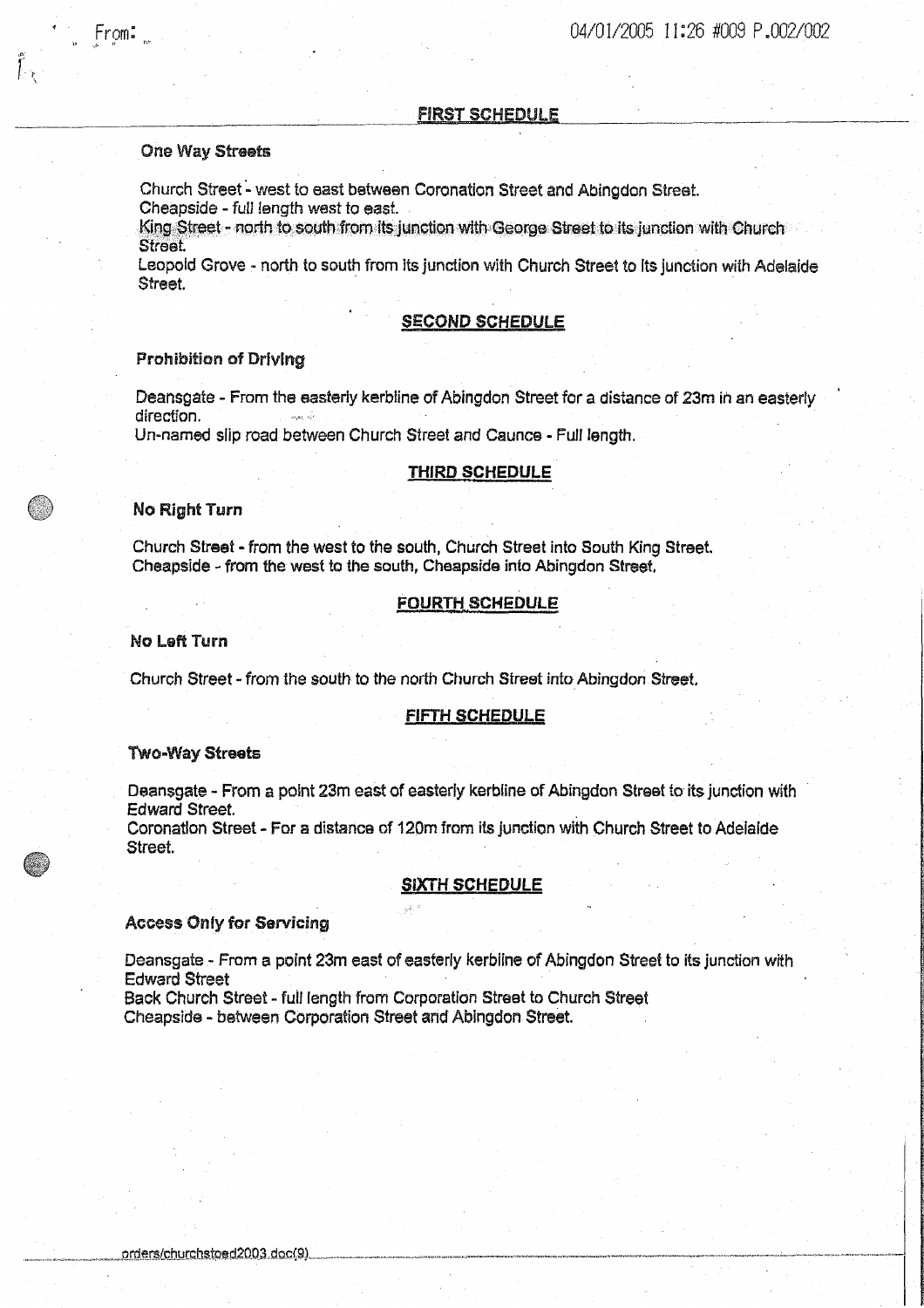## FIRST SCHEDULE

**One Way Streets**

Church Street - west to east between Coronation Street and Abingdon Street.
Cheapside - full length west to east.
King Street - north to south from its junction with George Street to its junction with Church Street.
Leopold Grove - north to south from its junction with Church Street to its junction with Adelaide Street.

## SECOND SCHEDULE

**Prohibition of Driving**

Deansgate - From the easterly kerbline of Abingdon Street for a distance of 23m in an easterly direction.
Un-named slip road between Church Street and Caunce - Full length.

## THIRD SCHEDULE

**No Right Turn**

Church Street - from the west to the south, Church Street into South King Street.
Cheapside - from the west to the south, Cheapside into Abingdon Street.

## FOURTH SCHEDULE

**No Left Turn**

Church Street - from the south to the north Church Street into Abingdon Street.

## FIFTH SCHEDULE

**Two-Way Streets**

Deansgate - From a point 23m east of easterly kerbline of Abingdon Street to its junction with Edward Street.
Coronation Street - For a distance of 120m from its junction Church Street to Adelaide Street.

## SIXTH SCHEDULE

**Access Only for Servicing**

Deansgate - From a point 23m east of easterly kerbline of Abingdon Street to its junction with Edward Street
Back Church Street - full length from Corporation Street to Church Street
Cheapside - between Corporation Street and Abingdon Street.